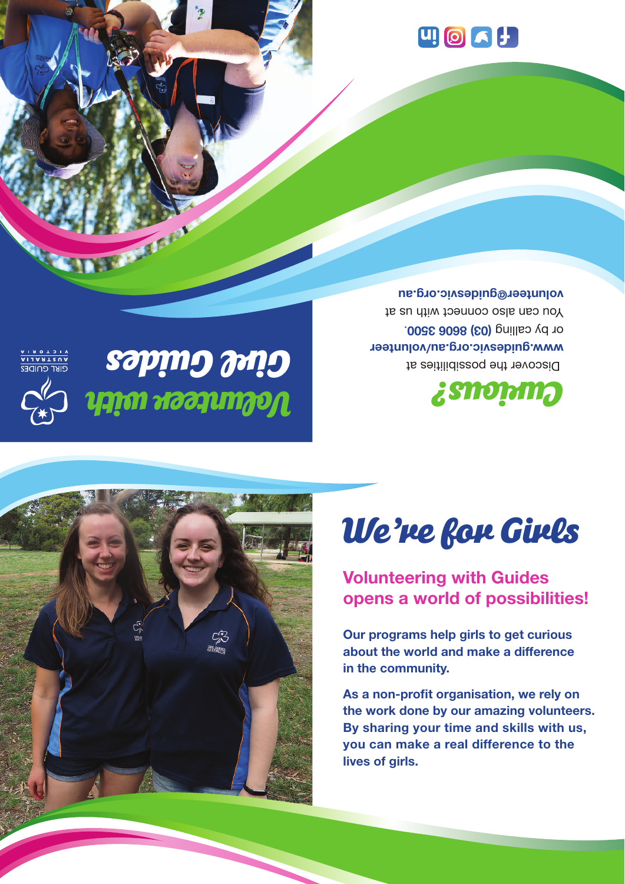# Volunteer with Girl Guides

GIRL GUIDES AUSTRALIA VICTORIA

## Curious?

Discover the possibilities at **www.guidesvic.org.au/volunteer** or by calling **(03) 8606 3500.**

You can also connect with us at **volunteer@guidesvic.org.au**

# We're for Girls

## Volunteering with Guides opens a world of possibilities!

**Our programs help girls to get curious about the world and make a difference in the community.**

**As a non-profit organisation, we rely on the work done by our amazing volunteers. By sharing your time and skills with us, you can make a real difference to the lives of girls.**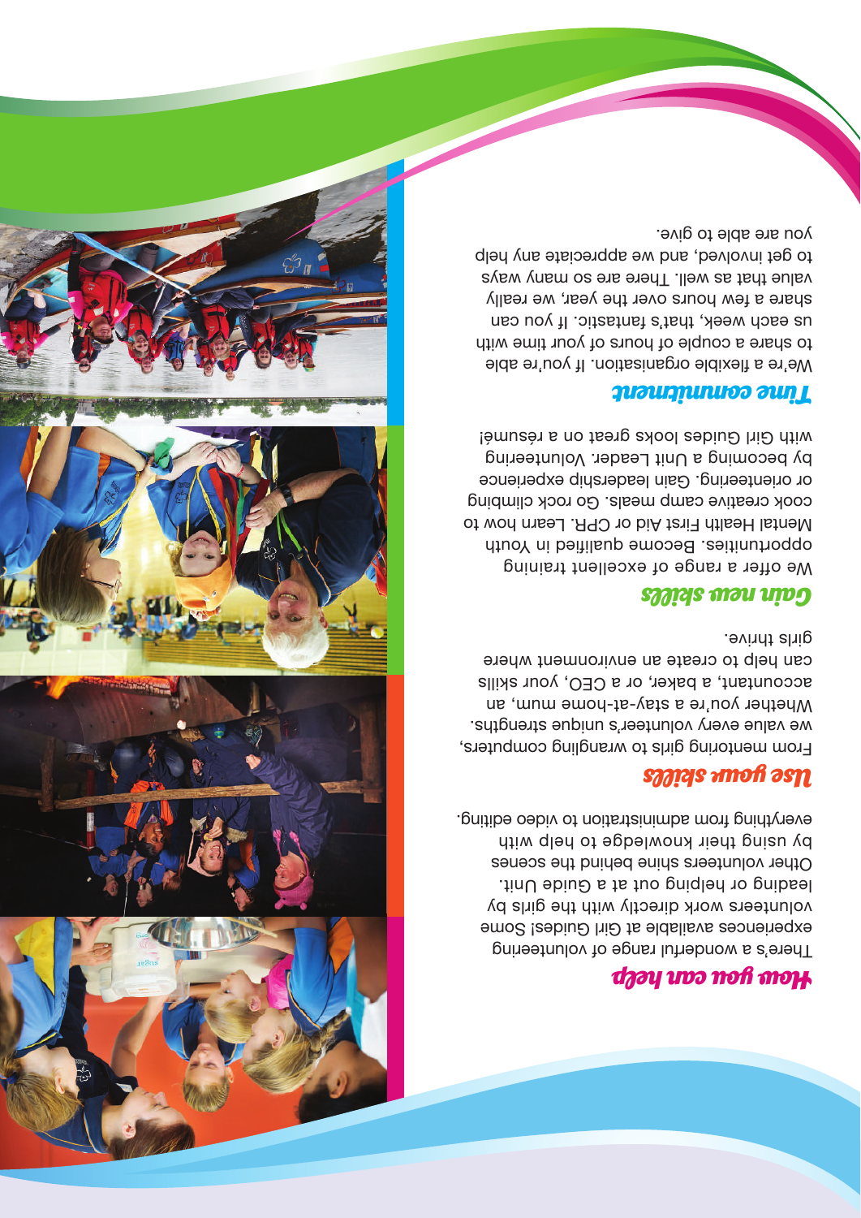## How you can help

There's a wonderful range of volunteering experiences available at Girl Guides! Some volunteers work directly with the girls by leading or helping out at a Guide Unit. Other volunteers shine behind the scenes by using their knowledge to help with everything from administration to video editing.

## Use your skills

From mentoring girls to wrangling computers, we value every volunteer's unique strengths. Whether you're a stay-at-home mum, an accountant, a baker, or a CEO, your skills can help to create an environment where girls thrive.

## Gain new skills

We offer a range of excellent training opportunities. Become qualified in Youth Mental Health First Aid or CPR. Learn how to cook creative camp meals. Go rock climbing or orienteering. Gain leadership experience by becoming a Unit Leader. Volunteering with Girl Guides looks great on a résumé!

## Time commitment

We're a flexible organisation. If you're able to share a couple of hours of your time with us each week, that's fantastic. If you can share a few hours over the year, we really value that as well. There are so many ways to get involved, and we appreciate any help you are able to give.